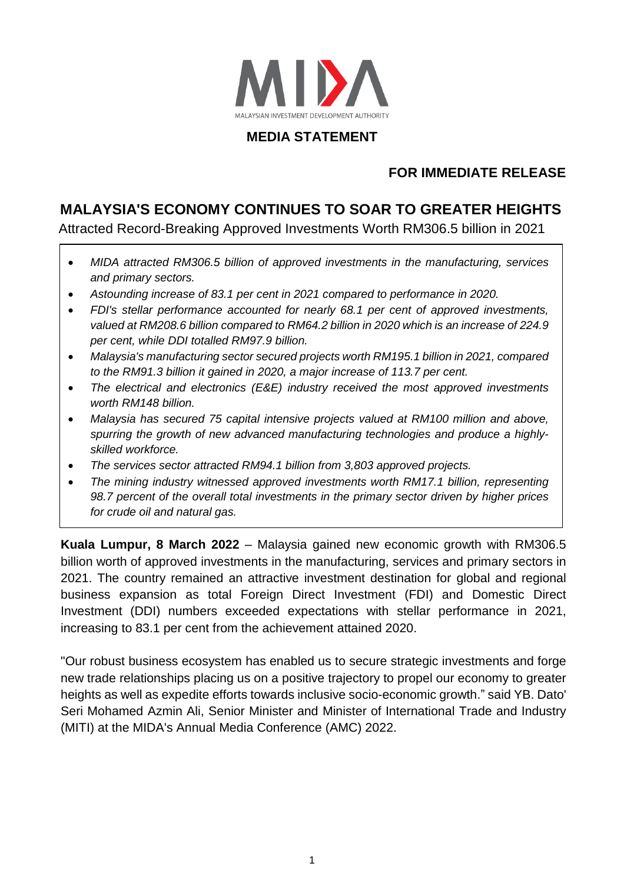MALAYSIAN INVESTMENT DEVELOPMENT AUTHORITY

**MEDIA STATEMENT**

**FOR IMMEDIATE RELEASE**

# MALAYSIA'S ECONOMY CONTINUES TO SOAR TO GREATER HEIGHTS

Attracted Record-Breaking Approved Investments Worth RM306.5 billion in 2021

- *MIDA attracted RM306.5 billion of approved investments in the manufacturing, services and primary sectors.*
- *Astounding increase of 83.1 per cent in 2021 compared to performance in 2020.*
- *FDI's stellar performance accounted for nearly 68.1 per cent of approved investments, valued at RM208.6 billion compared to RM64.2 billion in 2020 which is an increase of 224.9 per cent, while DDI totalled RM97.9 billion.*
- *Malaysia's manufacturing sector secured projects worth RM195.1 billion in 2021, compared to the RM91.3 billion it gained in 2020, a major increase of 113.7 per cent.*
- *The electrical and electronics (E&E) industry received the most approved investments worth RM148 billion.*
- *Malaysia has secured 75 capital intensive projects valued at RM100 million and above, spurring the growth of new advanced manufacturing technologies and produce a highly-skilled workforce.*
- *The services sector attracted RM94.1 billion from 3,803 approved projects.*
- *The mining industry witnessed approved investments worth RM17.1 billion, representing 98.7 percent of the overall total investments in the primary sector driven by higher prices for crude oil and natural gas.*

**Kuala Lumpur, 8 March 2022** – Malaysia gained new economic growth with RM306.5 billion worth of approved investments in the manufacturing, services and primary sectors in 2021. The country remained an attractive investment destination for global and regional business expansion as total Foreign Direct Investment (FDI) and Domestic Direct Investment (DDI) numbers exceeded expectations with stellar performance in 2021, increasing to 83.1 per cent from the achievement attained 2020.

"Our robust business ecosystem has enabled us to secure strategic investments and forge new trade relationships placing us on a positive trajectory to propel our economy to greater heights as well as expedite efforts towards inclusive socio-economic growth." said YB. Dato' Seri Mohamed Azmin Ali, Senior Minister and Minister of International Trade and Industry (MITI) at the MIDA's Annual Media Conference (AMC) 2022.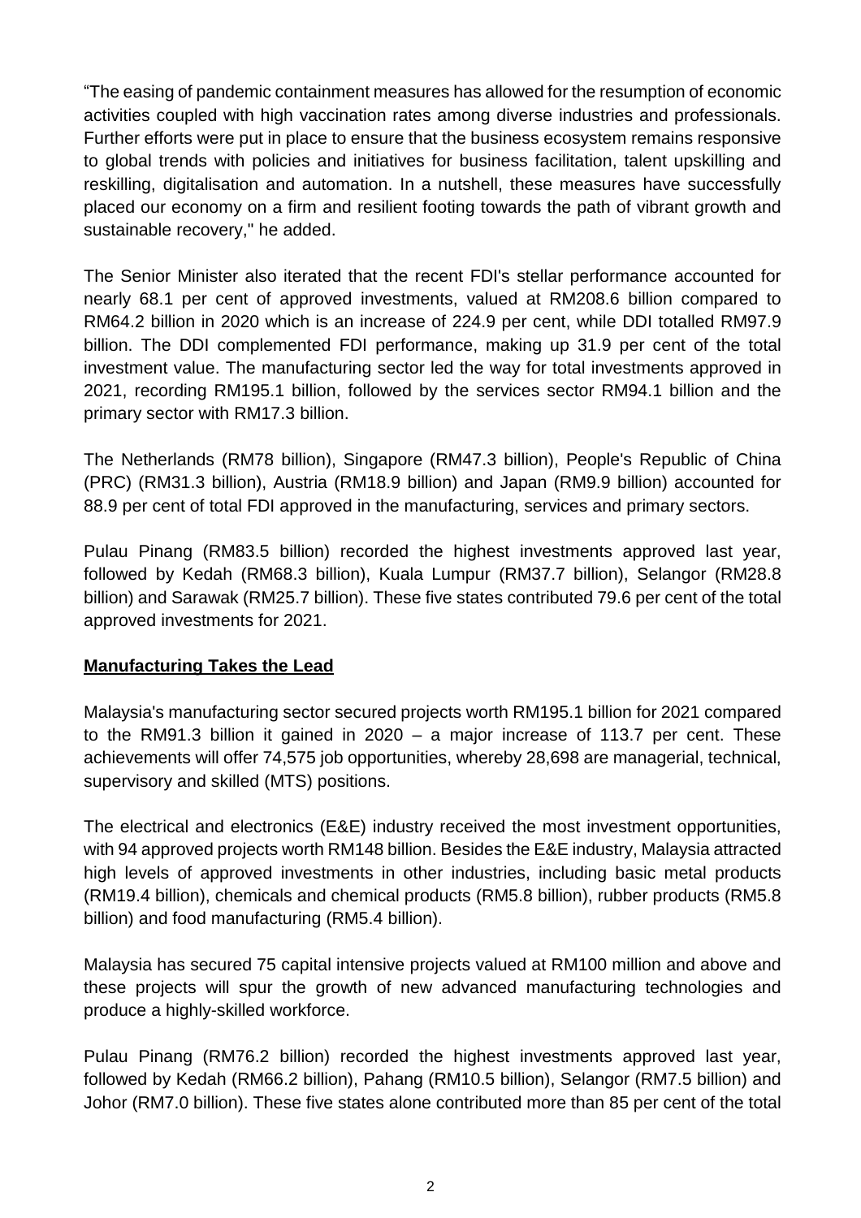"The easing of pandemic containment measures has allowed for the resumption of economic activities coupled with high vaccination rates among diverse industries and professionals. Further efforts were put in place to ensure that the business ecosystem remains responsive to global trends with policies and initiatives for business facilitation, talent upskilling and reskilling, digitalisation and automation. In a nutshell, these measures have successfully placed our economy on a firm and resilient footing towards the path of vibrant growth and sustainable recovery," he added.

The Senior Minister also iterated that the recent FDI's stellar performance accounted for nearly 68.1 per cent of approved investments, valued at RM208.6 billion compared to RM64.2 billion in 2020 which is an increase of 224.9 per cent, while DDI totalled RM97.9 billion. The DDI complemented FDI performance, making up 31.9 per cent of the total investment value. The manufacturing sector led the way for total investments approved in 2021, recording RM195.1 billion, followed by the services sector RM94.1 billion and the primary sector with RM17.3 billion.

The Netherlands (RM78 billion), Singapore (RM47.3 billion), People's Republic of China (PRC) (RM31.3 billion), Austria (RM18.9 billion) and Japan (RM9.9 billion) accounted for 88.9 per cent of total FDI approved in the manufacturing, services and primary sectors.

Pulau Pinang (RM83.5 billion) recorded the highest investments approved last year, followed by Kedah (RM68.3 billion), Kuala Lumpur (RM37.7 billion), Selangor (RM28.8 billion) and Sarawak (RM25.7 billion). These five states contributed 79.6 per cent of the total approved investments for 2021.

**Manufacturing Takes the Lead**

Malaysia's manufacturing sector secured projects worth RM195.1 billion for 2021 compared to the RM91.3 billion it gained in 2020 – a major increase of 113.7 per cent. These achievements will offer 74,575 job opportunities, whereby 28,698 are managerial, technical, supervisory and skilled (MTS) positions.

The electrical and electronics (E&E) industry received the most investment opportunities, with 94 approved projects worth RM148 billion. Besides the E&E industry, Malaysia attracted high levels of approved investments in other industries, including basic metal products (RM19.4 billion), chemicals and chemical products (RM5.8 billion), rubber products (RM5.8 billion) and food manufacturing (RM5.4 billion).

Malaysia has secured 75 capital intensive projects valued at RM100 million and above and these projects will spur the growth of new advanced manufacturing technologies and produce a highly-skilled workforce.

Pulau Pinang (RM76.2 billion) recorded the highest investments approved last year, followed by Kedah (RM66.2 billion), Pahang (RM10.5 billion), Selangor (RM7.5 billion) and Johor (RM7.0 billion). These five states alone contributed more than 85 per cent of the total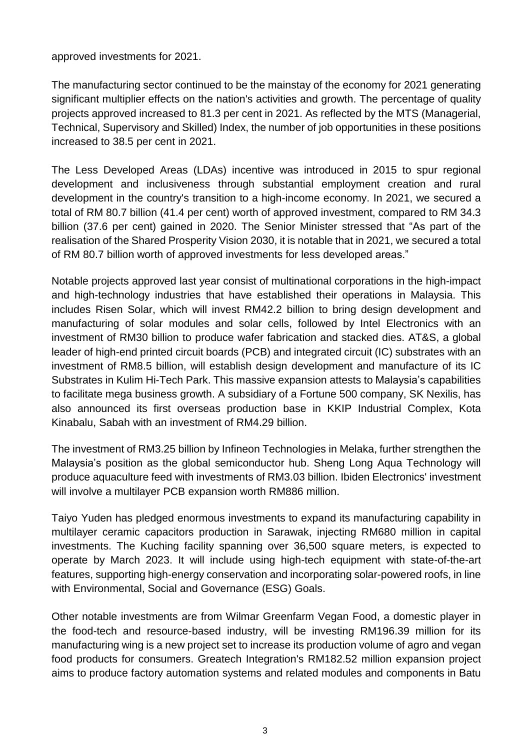approved investments for 2021.

The manufacturing sector continued to be the mainstay of the economy for 2021 generating significant multiplier effects on the nation's activities and growth. The percentage of quality projects approved increased to 81.3 per cent in 2021. As reflected by the MTS (Managerial, Technical, Supervisory and Skilled) Index, the number of job opportunities in these positions increased to 38.5 per cent in 2021.

The Less Developed Areas (LDAs) incentive was introduced in 2015 to spur regional development and inclusiveness through substantial employment creation and rural development in the country's transition to a high-income economy. In 2021, we secured a total of RM 80.7 billion (41.4 per cent) worth of approved investment, compared to RM 34.3 billion (37.6 per cent) gained in 2020. The Senior Minister stressed that "As part of the realisation of the Shared Prosperity Vision 2030, it is notable that in 2021, we secured a total of RM 80.7 billion worth of approved investments for less developed areas."

Notable projects approved last year consist of multinational corporations in the high-impact and high-technology industries that have established their operations in Malaysia. This includes Risen Solar, which will invest RM42.2 billion to bring design development and manufacturing of solar modules and solar cells, followed by Intel Electronics with an investment of RM30 billion to produce wafer fabrication and stacked dies. AT&S, a global leader of high-end printed circuit boards (PCB) and integrated circuit (IC) substrates with an investment of RM8.5 billion, will establish design development and manufacture of its IC Substrates in Kulim Hi-Tech Park. This massive expansion attests to Malaysia's capabilities to facilitate mega business growth. A subsidiary of a Fortune 500 company, SK Nexilis, has also announced its first overseas production base in KKIP Industrial Complex, Kota Kinabalu, Sabah with an investment of RM4.29 billion.

The investment of RM3.25 billion by Infineon Technologies in Melaka, further strengthen the Malaysia's position as the global semiconductor hub. Sheng Long Aqua Technology will produce aquaculture feed with investments of RM3.03 billion. Ibiden Electronics' investment will involve a multilayer PCB expansion worth RM886 million.

Taiyo Yuden has pledged enormous investments to expand its manufacturing capability in multilayer ceramic capacitors production in Sarawak, injecting RM680 million in capital investments. The Kuching facility spanning over 36,500 square meters, is expected to operate by March 2023. It will include using high-tech equipment with state-of-the-art features, supporting high-energy conservation and incorporating solar-powered roofs, in line with Environmental, Social and Governance (ESG) Goals.

Other notable investments are from Wilmar Greenfarm Vegan Food, a domestic player in the food-tech and resource-based industry, will be investing RM196.39 million for its manufacturing wing is a new project set to increase its production volume of agro and vegan food products for consumers. Greatech Integration's RM182.52 million expansion project aims to produce factory automation systems and related modules and components in Batu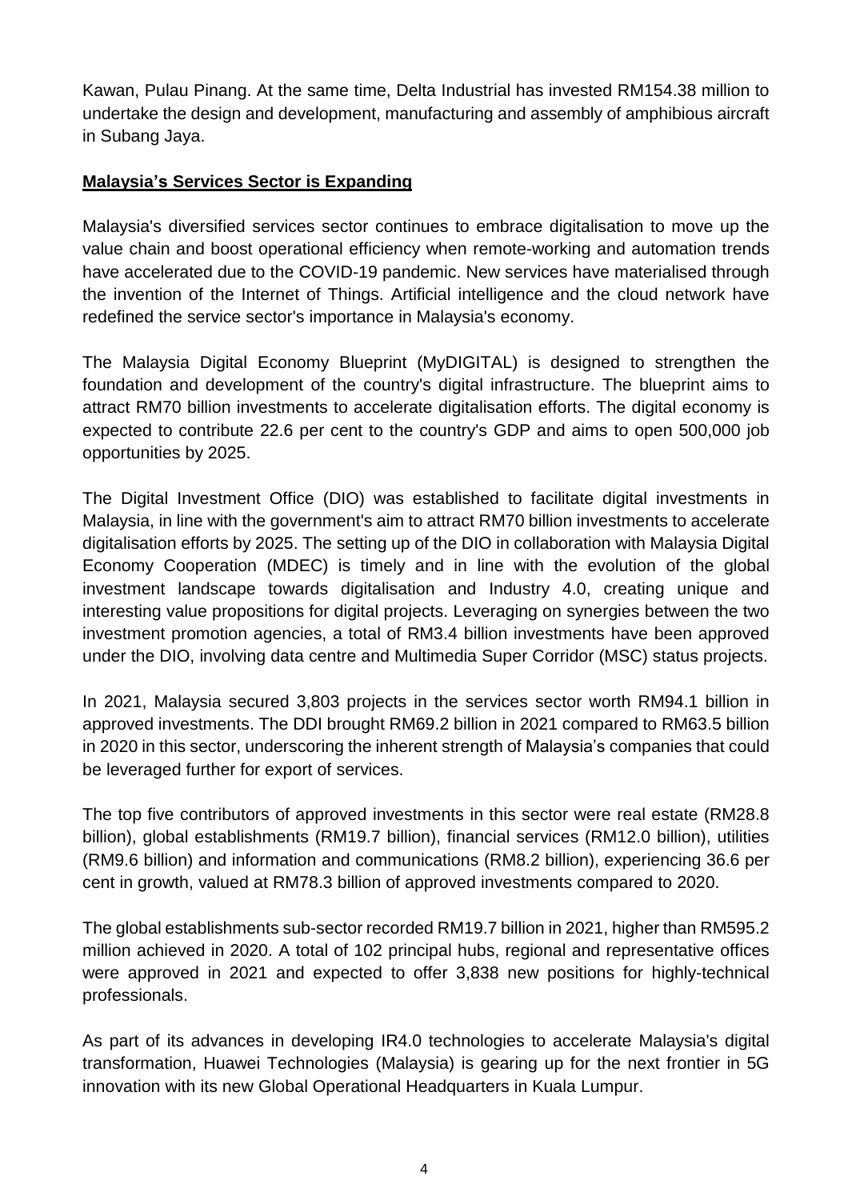Kawan, Pulau Pinang. At the same time, Delta Industrial has invested RM154.38 million to undertake the design and development, manufacturing and assembly of amphibious aircraft in Subang Jaya.

## Malaysia's Services Sector is Expanding

Malaysia's diversified services sector continues to embrace digitalisation to move up the value chain and boost operational efficiency when remote-working and automation trends have accelerated due to the COVID-19 pandemic. New services have materialised through the invention of the Internet of Things. Artificial intelligence and the cloud network have redefined the service sector's importance in Malaysia's economy.

The Malaysia Digital Economy Blueprint (MyDIGITAL) is designed to strengthen the foundation and development of the country's digital infrastructure. The blueprint aims to attract RM70 billion investments to accelerate digitalisation efforts. The digital economy is expected to contribute 22.6 per cent to the country's GDP and aims to open 500,000 job opportunities by 2025.

The Digital Investment Office (DIO) was established to facilitate digital investments in Malaysia, in line with the government's aim to attract RM70 billion investments to accelerate digitalisation efforts by 2025. The setting up of the DIO in collaboration with Malaysia Digital Economy Cooperation (MDEC) is timely and in line with the evolution of the global investment landscape towards digitalisation and Industry 4.0, creating unique and interesting value propositions for digital projects. Leveraging on synergies between the two investment promotion agencies, a total of RM3.4 billion investments have been approved under the DIO, involving data centre and Multimedia Super Corridor (MSC) status projects.

In 2021, Malaysia secured 3,803 projects in the services sector worth RM94.1 billion in approved investments. The DDI brought RM69.2 billion in 2021 compared to RM63.5 billion in 2020 in this sector, underscoring the inherent strength of Malaysia's companies that could be leveraged further for export of services.

The top five contributors of approved investments in this sector were real estate (RM28.8 billion), global establishments (RM19.7 billion), financial services (RM12.0 billion), utilities (RM9.6 billion) and information and communications (RM8.2 billion), experiencing 36.6 per cent in growth, valued at RM78.3 billion of approved investments compared to 2020.

The global establishments sub-sector recorded RM19.7 billion in 2021, higher than RM595.2 million achieved in 2020. A total of 102 principal hubs, regional and representative offices were approved in 2021 and expected to offer 3,838 new positions for highly-technical professionals.

As part of its advances in developing IR4.0 technologies to accelerate Malaysia's digital transformation, Huawei Technologies (Malaysia) is gearing up for the next frontier in 5G innovation with its new Global Operational Headquarters in Kuala Lumpur.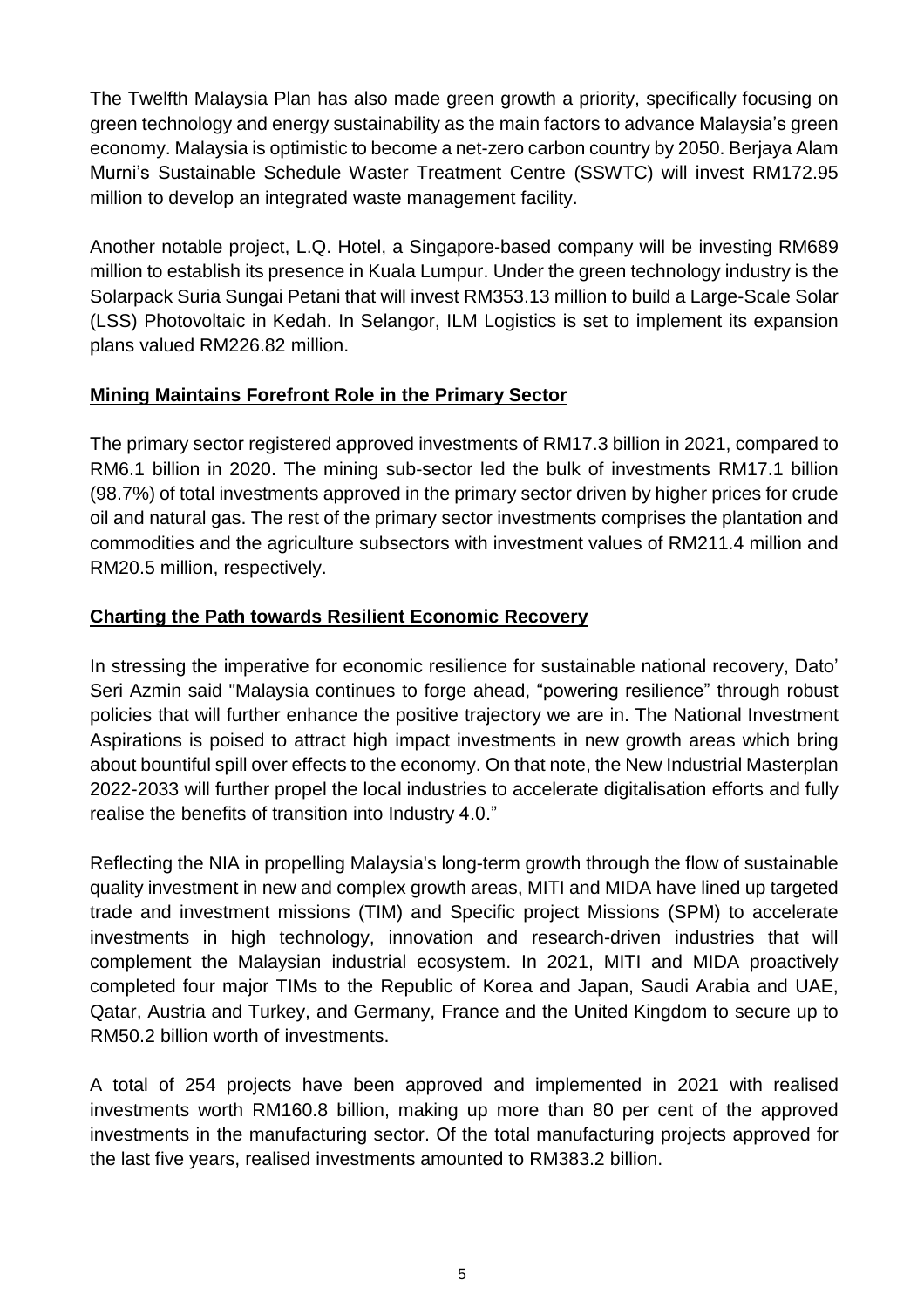The Twelfth Malaysia Plan has also made green growth a priority, specifically focusing on green technology and energy sustainability as the main factors to advance Malaysia's green economy. Malaysia is optimistic to become a net-zero carbon country by 2050. Berjaya Alam Murni's Sustainable Schedule Waster Treatment Centre (SSWTC) will invest RM172.95 million to develop an integrated waste management facility.

Another notable project, L.Q. Hotel, a Singapore-based company will be investing RM689 million to establish its presence in Kuala Lumpur. Under the green technology industry is the Solarpack Suria Sungai Petani that will invest RM353.13 million to build a Large-Scale Solar (LSS) Photovoltaic in Kedah. In Selangor, ILM Logistics is set to implement its expansion plans valued RM226.82 million.

**Mining Maintains Forefront Role in the Primary Sector**

The primary sector registered approved investments of RM17.3 billion in 2021, compared to RM6.1 billion in 2020. The mining sub-sector led the bulk of investments RM17.1 billion (98.7%) of total investments approved in the primary sector driven by higher prices for crude oil and natural gas. The rest of the primary sector investments comprises the plantation and commodities and the agriculture subsectors with investment values of RM211.4 million and RM20.5 million, respectively.

**Charting the Path towards Resilient Economic Recovery**

In stressing the imperative for economic resilience for sustainable national recovery, Dato' Seri Azmin said "Malaysia continues to forge ahead, "powering resilience" through robust policies that will further enhance the positive trajectory we are in. The National Investment Aspirations is poised to attract high impact investments in new growth areas which bring about bountiful spill over effects to the economy. On that note, the New Industrial Masterplan 2022-2033 will further propel the local industries to accelerate digitalisation efforts and fully realise the benefits of transition into Industry 4.0."

Reflecting the NIA in propelling Malaysia's long-term growth through the flow of sustainable quality investment in new and complex growth areas, MITI and MIDA have lined up targeted trade and investment missions (TIM) and Specific project Missions (SPM) to accelerate investments in high technology, innovation and research-driven industries that will complement the Malaysian industrial ecosystem. In 2021, MITI and MIDA proactively completed four major TIMs to the Republic of Korea and Japan, Saudi Arabia and UAE, Qatar, Austria and Turkey, and Germany, France and the United Kingdom to secure up to RM50.2 billion worth of investments.

A total of 254 projects have been approved and implemented in 2021 with realised investments worth RM160.8 billion, making up more than 80 per cent of the approved investments in the manufacturing sector. Of the total manufacturing projects approved for the last five years, realised investments amounted to RM383.2 billion.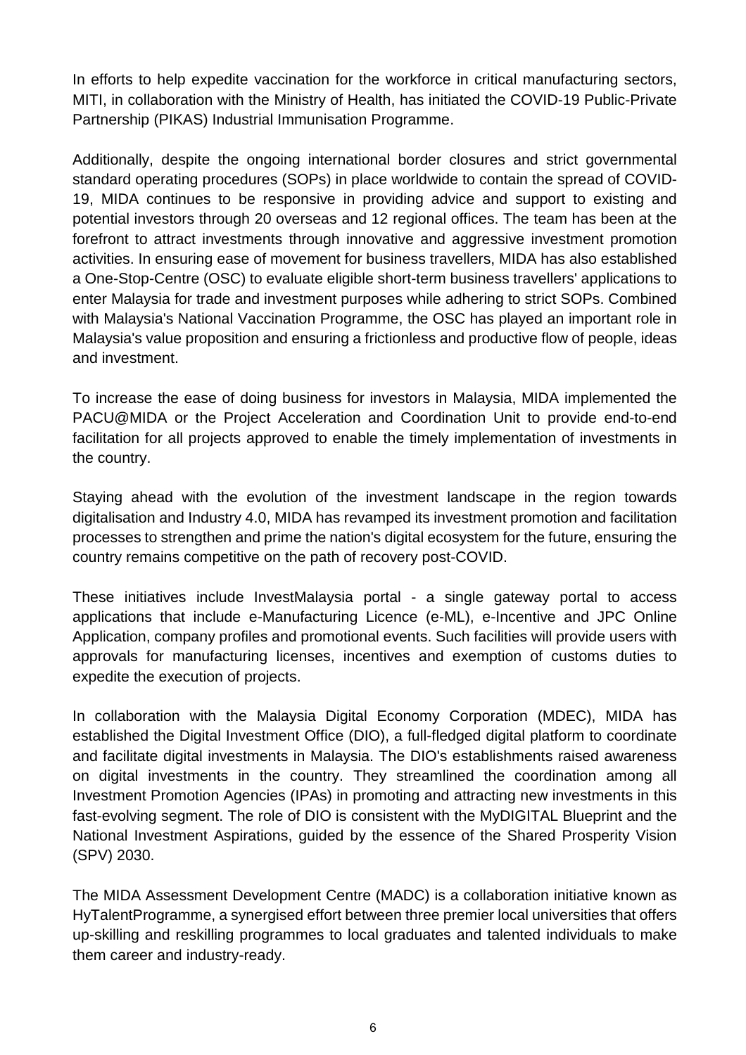In efforts to help expedite vaccination for the workforce in critical manufacturing sectors, MITI, in collaboration with the Ministry of Health, has initiated the COVID-19 Public-Private Partnership (PIKAS) Industrial Immunisation Programme.

Additionally, despite the ongoing international border closures and strict governmental standard operating procedures (SOPs) in place worldwide to contain the spread of COVID-19, MIDA continues to be responsive in providing advice and support to existing and potential investors through 20 overseas and 12 regional offices. The team has been at the forefront to attract investments through innovative and aggressive investment promotion activities. In ensuring ease of movement for business travellers, MIDA has also established a One-Stop-Centre (OSC) to evaluate eligible short-term business travellers' applications to enter Malaysia for trade and investment purposes while adhering to strict SOPs. Combined with Malaysia's National Vaccination Programme, the OSC has played an important role in Malaysia's value proposition and ensuring a frictionless and productive flow of people, ideas and investment.

To increase the ease of doing business for investors in Malaysia, MIDA implemented the PACU@MIDA or the Project Acceleration and Coordination Unit to provide end-to-end facilitation for all projects approved to enable the timely implementation of investments in the country.

Staying ahead with the evolution of the investment landscape in the region towards digitalisation and Industry 4.0, MIDA has revamped its investment promotion and facilitation processes to strengthen and prime the nation's digital ecosystem for the future, ensuring the country remains competitive on the path of recovery post-COVID.

These initiatives include InvestMalaysia portal - a single gateway portal to access applications that include e-Manufacturing Licence (e-ML), e-Incentive and JPC Online Application, company profiles and promotional events. Such facilities will provide users with approvals for manufacturing licenses, incentives and exemption of customs duties to expedite the execution of projects.

In collaboration with the Malaysia Digital Economy Corporation (MDEC), MIDA has established the Digital Investment Office (DIO), a full-fledged digital platform to coordinate and facilitate digital investments in Malaysia. The DIO's establishments raised awareness on digital investments in the country. They streamlined the coordination among all Investment Promotion Agencies (IPAs) in promoting and attracting new investments in this fast-evolving segment. The role of DIO is consistent with the MyDIGITAL Blueprint and the National Investment Aspirations, guided by the essence of the Shared Prosperity Vision (SPV) 2030.

The MIDA Assessment Development Centre (MADC) is a collaboration initiative known as HyTalentProgramme, a synergised effort between three premier local universities that offers up-skilling and reskilling programmes to local graduates and talented individuals to make them career and industry-ready.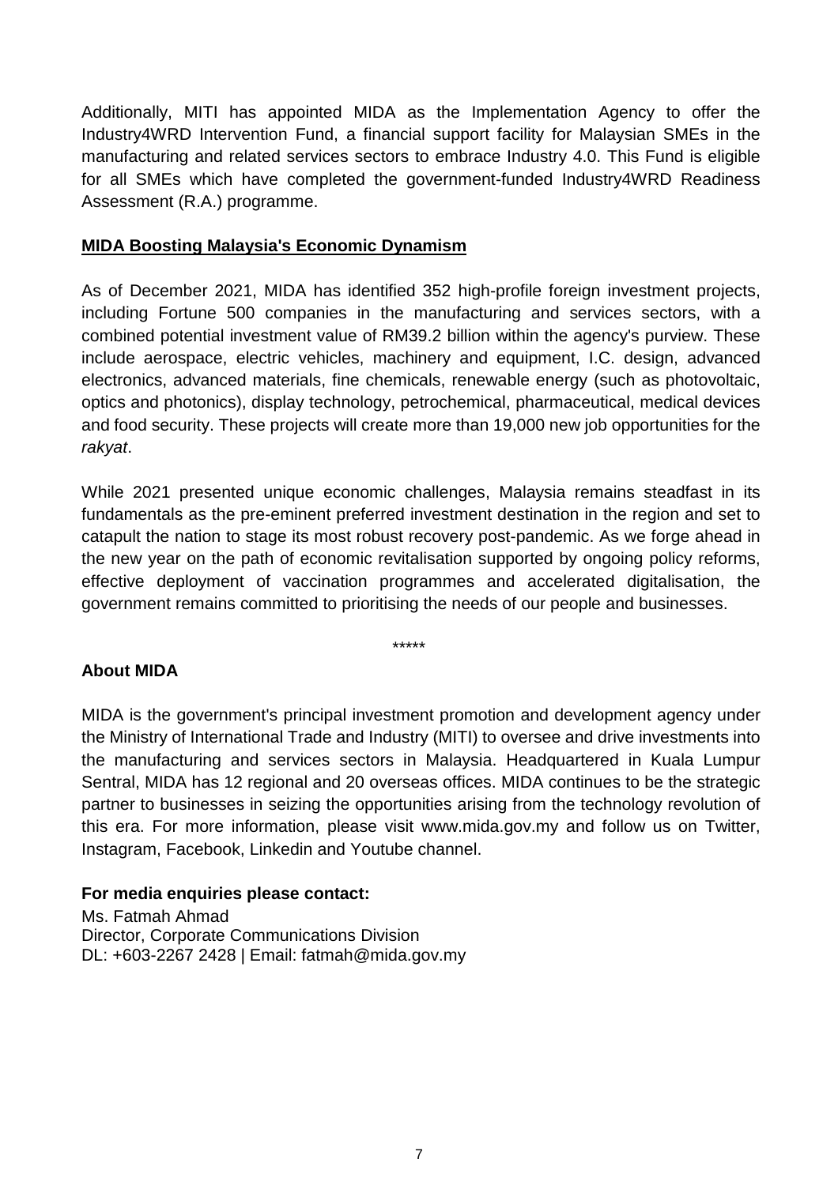Additionally, MITI has appointed MIDA as the Implementation Agency to offer the Industry4WRD Intervention Fund, a financial support facility for Malaysian SMEs in the manufacturing and related services sectors to embrace Industry 4.0. This Fund is eligible for all SMEs which have completed the government-funded Industry4WRD Readiness Assessment (R.A.) programme.

## **MIDA Boosting Malaysia's Economic Dynamism**

As of December 2021, MIDA has identified 352 high-profile foreign investment projects, including Fortune 500 companies in the manufacturing and services sectors, with a combined potential investment value of RM39.2 billion within the agency's purview. These include aerospace, electric vehicles, machinery and equipment, I.C. design, advanced electronics, advanced materials, fine chemicals, renewable energy (such as photovoltaic, optics and photonics), display technology, petrochemical, pharmaceutical, medical devices and food security. These projects will create more than 19,000 new job opportunities for the *rakyat*.

While 2021 presented unique economic challenges, Malaysia remains steadfast in its fundamentals as the pre-eminent preferred investment destination in the region and set to catapult the nation to stage its most robust recovery post-pandemic. As we forge ahead in the new year on the path of economic revitalisation supported by ongoing policy reforms, effective deployment of vaccination programmes and accelerated digitalisation, the government remains committed to prioritising the needs of our people and businesses.

*****

## **About MIDA**

MIDA is the government's principal investment promotion and development agency under the Ministry of International Trade and Industry (MITI) to oversee and drive investments into the manufacturing and services sectors in Malaysia. Headquartered in Kuala Lumpur Sentral, MIDA has 12 regional and 20 overseas offices. MIDA continues to be the strategic partner to businesses in seizing the opportunities arising from the technology revolution of this era. For more information, please visit www.mida.gov.my and follow us on Twitter, Instagram, Facebook, Linkedin and Youtube channel.

**For media enquiries please contact:**

Ms. Fatmah Ahmad
Director, Corporate Communications Division
DL: +603-2267 2428 | Email: fatmah@mida.gov.my